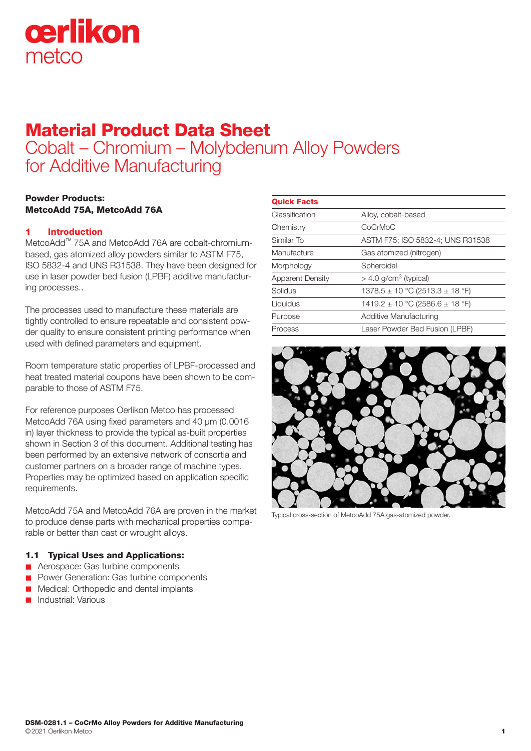oerlikon
metco

# Material Product Data Sheet
## Cobalt – Chromium – Molybdenum Alloy Powders for Additive Manufacturing

**Powder Products:**
**MetcoAdd 75A, MetcoAdd 76A**

## 1 Introduction

MetcoAdd™ 75A and MetcoAdd 76A are cobalt-chromium-based, gas atomized alloy powders similar to ASTM F75, ISO 5832-4 and UNS R31538. They have been designed for use in laser powder bed fusion (LPBF) additive manufacturing processes..

The processes used to manufacture these materials are tightly controlled to ensure repeatable and consistent powder quality to ensure consistent printing performance when used with defined parameters and equipment.

Room temperature static properties of LPBF-processed and heat treated material coupons have been shown to be comparable to those of ASTM F75.

For reference purposes Oerlikon Metco has processed MetcoAdd 76A using fixed parameters and 40 µm (0.0016 in) layer thickness to provide the typical as-built properties shown in Section 3 of this document. Additional testing has been performed by an extensive network of consortia and customer partners on a broader range of machine types. Properties may be optimized based on application specific requirements.

MetcoAdd 75A and MetcoAdd 76A are proven in the market to produce dense parts with mechanical properties comparable or better than cast or wrought alloys.

### 1.1 Typical Uses and Applications:

- Aerospace: Gas turbine components
- Power Generation: Gas turbine components
- Medical: Orthopedic and dental implants
- Industrial: Various

| Quick Facts | |
|---|---|
| Classification | Alloy, cobalt-based |
| Chemistry | CoCrMoC |
| Similar To | ASTM F75; ISO 5832-4; UNS R31538 |
| Manufacture | Gas atomized (nitrogen) |
| Morphology | Spheroidal |
| Apparent Density | > 4.0 g/cm$^3$ (typical) |
| Solidus | 1378.5 ± 10 °C (2513.3 ± 18 °F) |
| Liquidus | 1419.2 ± 10 °C (2586.6 ± 18 °F) |
| Purpose | Additive Manufacturing |
| Process | Laser Powder Bed Fusion (LPBF) |

Typical cross-section of MetcoAdd 75A gas-atomized powder.

**DSM-0281.1 – CoCrMo Alloy Powders for Additive Manufacturing**
©2021 Oerlikon Metco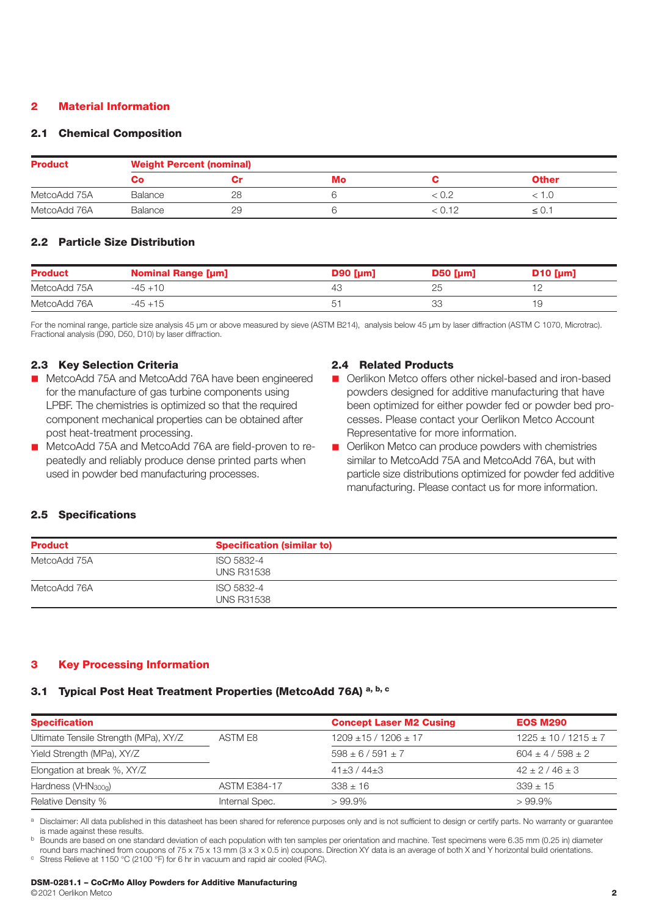## 2 Material Information

### 2.1 Chemical Composition

| Product | Weight Percent (nominal) | | | | |
|---|---|---|---|---|---|
| | Co | Cr | Mo | C | Other |
| MetcoAdd 75A | Balance | 28 | 6 | < 0.2 | < 1.0 |
| MetcoAdd 76A | Balance | 29 | 6 | < 0.12 | ≤ 0.1 |

### 2.2 Particle Size Distribution

| Product | Nominal Range [µm] | D90 [µm] | D50 [µm] | D10 [µm] |
|---|---|---|---|---|
| MetcoAdd 75A | -45 +10 | 43 | 25 | 12 |
| MetcoAdd 76A | -45 +15 | 51 | 33 | 19 |

For the nominal range, particle size analysis 45 µm or above measured by sieve (ASTM B214), analysis below 45 µm by laser diffraction (ASTM C 1070, Microtrac). Fractional analysis (D90, D50, D10) by laser diffraction.

### 2.3 Key Selection Criteria

- MetcoAdd 75A and MetcoAdd 76A have been engineered for the manufacture of gas turbine components using LPBF. The chemistries is optimized so that the required component mechanical properties can be obtained after post heat-treatment processing.
- MetcoAdd 75A and MetcoAdd 76A are field-proven to repeatedly and reliably produce dense printed parts when used in powder bed manufacturing processes.

### 2.4 Related Products

- Oerlikon Metco offers other nickel-based and iron-based powders designed for additive manufacturing that have been optimized for either powder fed or powder bed processes. Please contact your Oerlikon Metco Account Representative for more information.
- Oerlikon Metco can produce powders with chemistries similar to MetcoAdd 75A and MetcoAdd 76A, but with particle size distributions optimized for powder fed additive manufacturing. Please contact us for more information.

### 2.5 Specifications

| Product | Specification (similar to) |
|---|---|
| MetcoAdd 75A | ISO 5832-4<br>UNS R31538 |
| MetcoAdd 76A | ISO 5832-4<br>UNS R31538 |

## 3 Key Processing Information

### 3.1 Typical Post Heat Treatment Properties (MetcoAdd 76A) [a, b, c]

| Specification | | Concept Laser M2 Cusing | EOS M290 |
|---|---|---|---|
| Ultimate Tensile Strength (MPa), XY/Z | ASTM E8 | 1209 ±15 / 1206 ± 17 | 1225 ± 10 / 1215 ± 7 |
| Yield Strength (MPa), XY/Z | | 598 ± 6 / 591 ± 7 | 604 ± 4 / 598 ± 2 |
| Elongation at break %, XY/Z | | 41±3 / 44±3 | 42 ± 2 / 46 ± 3 |
| Hardness ($VHN_{300g}$) | ASTM E384-17 | 338 ± 16 | 339 ± 15 |
| Relative Density % | Internal Spec. | > 99.9% | > 99.9% |

[a] Disclaimer: All data published in this datasheet has been shared for reference purposes only and is not sufficient to design or certify parts. No warranty or guarantee is made against these results.

[b] Bounds are based on one standard deviation of each population with ten samples per orientation and machine. Test specimens were 6.35 mm (0.25 in) diameter round bars machined from coupons of 75 x 75 x 13 mm (3 x 3 x 0.5 in) coupons. Direction XY data is an average of both X and Y horizontal build orientations.

[c] Stress Relieve at 1150 °C (2100 °F) for 6 hr in vacuum and rapid air cooled (RAC).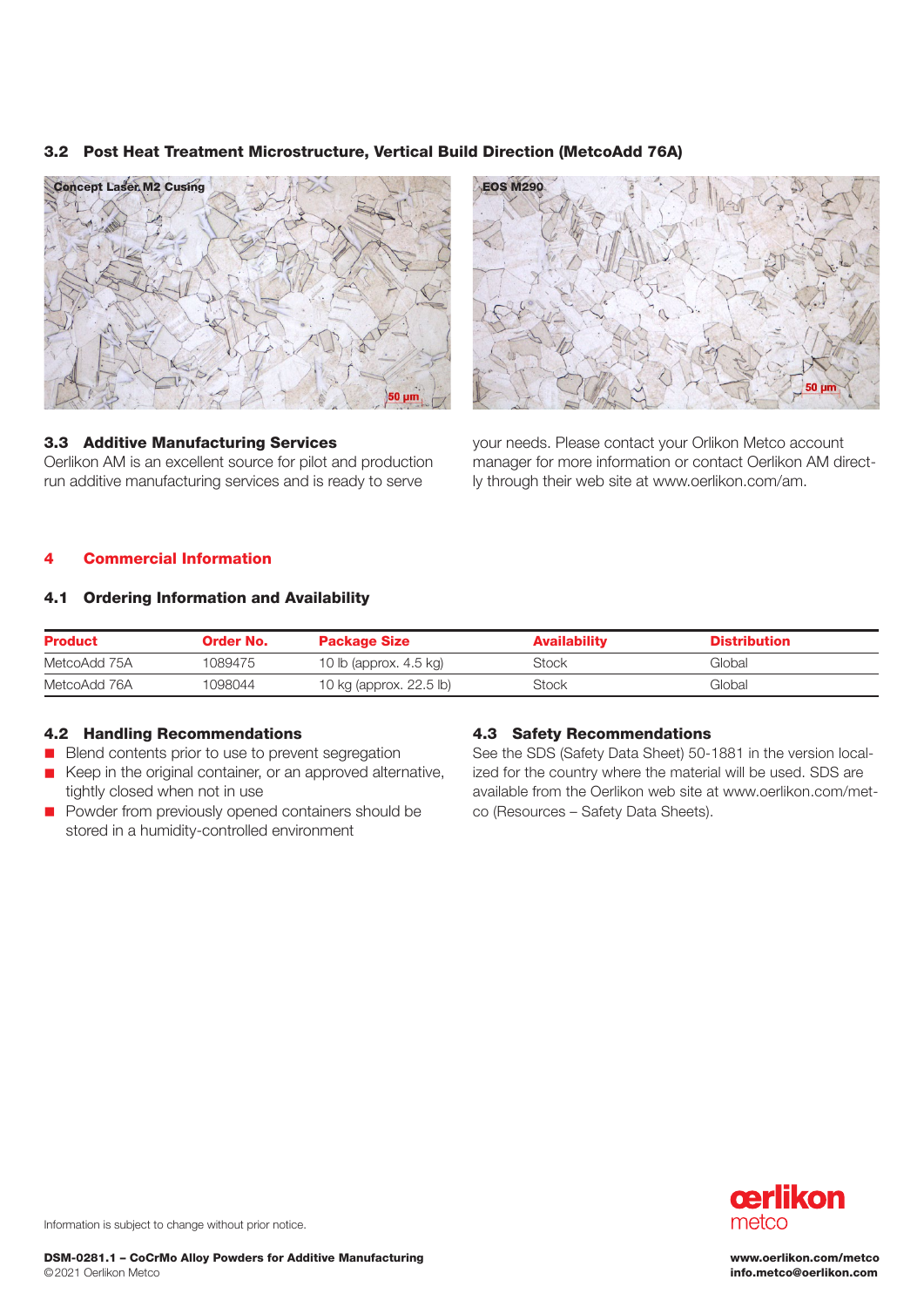### 3.2 Post Heat Treatment Microstructure, Vertical Build Direction (MetcoAdd 76A)

Concept Laser M2 Cusing

50 µm

EOS M290

50 µm

### 3.3 Additive Manufacturing Services

Oerlikon AM is an excellent source for pilot and production run additive manufacturing services and is ready to serve your needs. Please contact your Orlikon Metco account manager for more information or contact Oerlikon AM directly through their web site at www.oerlikon.com/am.

## 4 Commercial Information

### 4.1 Ordering Information and Availability

| Product | Order No. | Package Size | Availability | Distribution |
|---|---|---|---|---|
| MetcoAdd 75A | 1089475 | 10 lb (approx. 4.5 kg) | Stock | Global |
| MetcoAdd 76A | 1098044 | 10 kg (approx. 22.5 lb) | Stock | Global |

### 4.2 Handling Recommendations

- Blend contents prior to use to prevent segregation
- Keep in the original container, or an approved alternative, tightly closed when not in use
- Powder from previously opened containers should be stored in a humidity-controlled environment

### 4.3 Safety Recommendations

See the SDS (Safety Data Sheet) 50-1881 in the version localized for the country where the material will be used. SDS are available from the Oerlikon web site at www.oerlikon.com/metco (Resources – Safety Data Sheets).

Information is subject to change without prior notice.

**DSM-0281.1 – CoCrMo Alloy Powders for Additive Manufacturing**
©2021 Oerlikon Metco

**www.oerlikon.com/metco**
**info.metco@oerlikon.com**